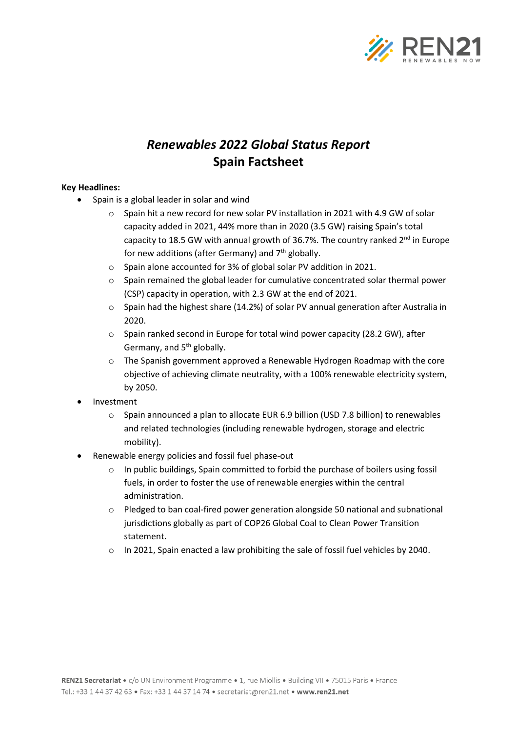# *Renewables 2022 Global Status Report*
# Spain Factsheet

**Key Headlines:**

- Spain is a global leader in solar and wind
    - Spain hit a new record for new solar PV installation in 2021 with 4.9 GW of solar capacity added in 2021, 44% more than in 2020 (3.5 GW) raising Spain's total capacity to 18.5 GW with annual growth of 36.7%. The country ranked 2nd in Europe for new additions (after Germany) and 7th globally.
    - Spain alone accounted for 3% of global solar PV addition in 2021.
    - Spain remained the global leader for cumulative concentrated solar thermal power (CSP) capacity in operation, with 2.3 GW at the end of 2021.
    - Spain had the highest share (14.2%) of solar PV annual generation after Australia in 2020.
    - Spain ranked second in Europe for total wind power capacity (28.2 GW), after Germany, and 5th globally.
    - The Spanish government approved a Renewable Hydrogen Roadmap with the core objective of achieving climate neutrality, with a 100% renewable electricity system, by 2050.
- Investment
    - Spain announced a plan to allocate EUR 6.9 billion (USD 7.8 billion) to renewables and related technologies (including renewable hydrogen, storage and electric mobility).
- Renewable energy policies and fossil fuel phase-out
    - In public buildings, Spain committed to forbid the purchase of boilers using fossil fuels, in order to foster the use of renewable energies within the central administration.
    - Pledged to ban coal-fired power generation alongside 50 national and subnational jurisdictions globally as part of COP26 Global Coal to Clean Power Transition statement.
    - In 2021, Spain enacted a law prohibiting the sale of fossil fuel vehicles by 2040.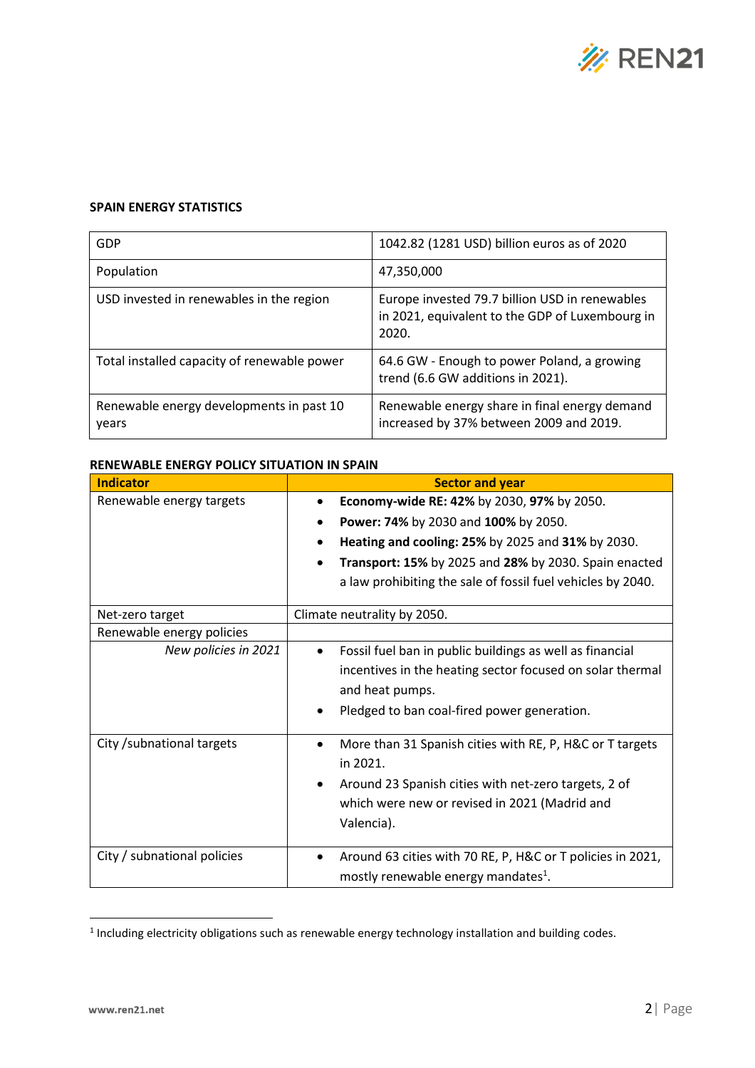**SPAIN ENERGY STATISTICS**

| GDP | 1042.82 (1281 USD) billion euros as of 2020 |
|---|---|
| Population | 47,350,000 |
| USD invested in renewables in the region | Europe invested 79.7 billion USD in renewables in 2021, equivalent to the GDP of Luxembourg in 2020. |
| Total installed capacity of renewable power | 64.6 GW - Enough to power Poland, a growing trend (6.6 GW additions in 2021). |
| Renewable energy developments in past 10 years | Renewable energy share in final energy demand increased by 37% between 2009 and 2019. |

**RENEWABLE ENERGY POLICY SITUATION IN SPAIN**

| Indicator | Sector and year |
|---|---|
| Renewable energy targets | • **Economy-wide RE: 42%** by 2030, **97%** by 2050.<br>• **Power: 74%** by 2030 and **100%** by 2050.<br>• **Heating and cooling: 25%** by 2025 and **31%** by 2030.<br>• **Transport: 15%** by 2025 and **28%** by 2030. Spain enacted a law prohibiting the sale of fossil fuel vehicles by 2040. |
| Net-zero target | Climate neutrality by 2050. |
| Renewable energy policies | |
| *New policies in 2021* | • Fossil fuel ban in public buildings as well as financial incentives in the heating sector focused on solar thermal and heat pumps.<br>• Pledged to ban coal-fired power generation. |
| City /subnational targets | • More than 31 Spanish cities with RE, P, H&C or T targets in 2021.<br>• Around 23 Spanish cities with net-zero targets, 2 of which were new or revised in 2021 (Madrid and Valencia). |
| City / subnational policies | • Around 63 cities with 70 RE, P, H&C or T policies in 2021, mostly renewable energy mandates[1]. |

[1] Including electricity obligations such as renewable energy technology installation and building codes.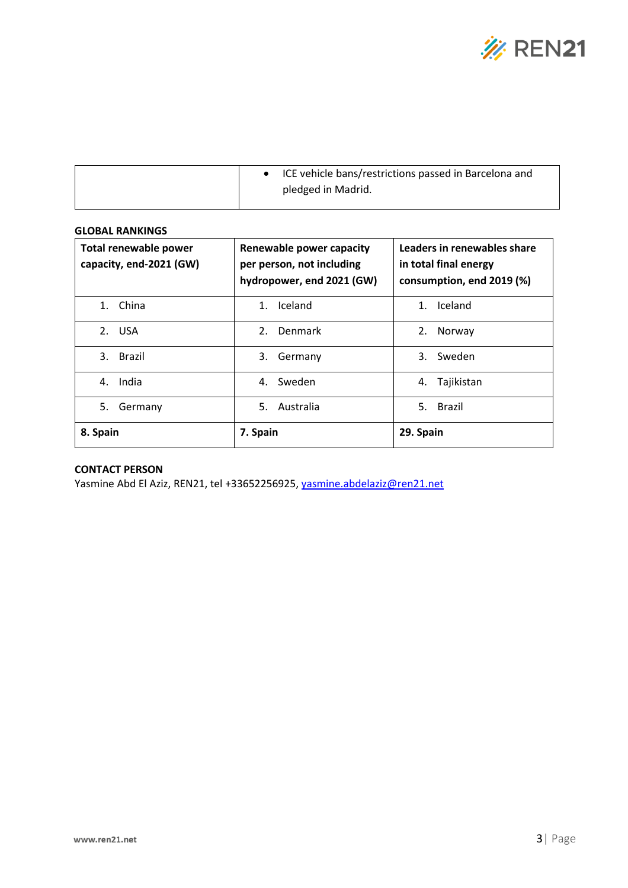| | |
|---|---|
| | • ICE vehicle bans/restrictions passed in Barcelona and pledged in Madrid. |

**GLOBAL RANKINGS**

| Total renewable power capacity, end-2021 (GW) | Renewable power capacity per person, not including hydropower, end 2021 (GW) | Leaders in renewables share in total final energy consumption, end 2019 (%) |
|---|---|---|
| 1. China | 1. Iceland | 1. Iceland |
| 2. USA | 2. Denmark | 2. Norway |
| 3. Brazil | 3. Germany | 3. Sweden |
| 4. India | 4. Sweden | 4. Tajikistan |
| 5. Germany | 5. Australia | 5. Brazil |
| **8. Spain** | **7. Spain** | **29. Spain** |

**CONTACT PERSON**

Yasmine Abd El Aziz, REN21, tel +33652256925, yasmine.abdelaziz@ren21.net